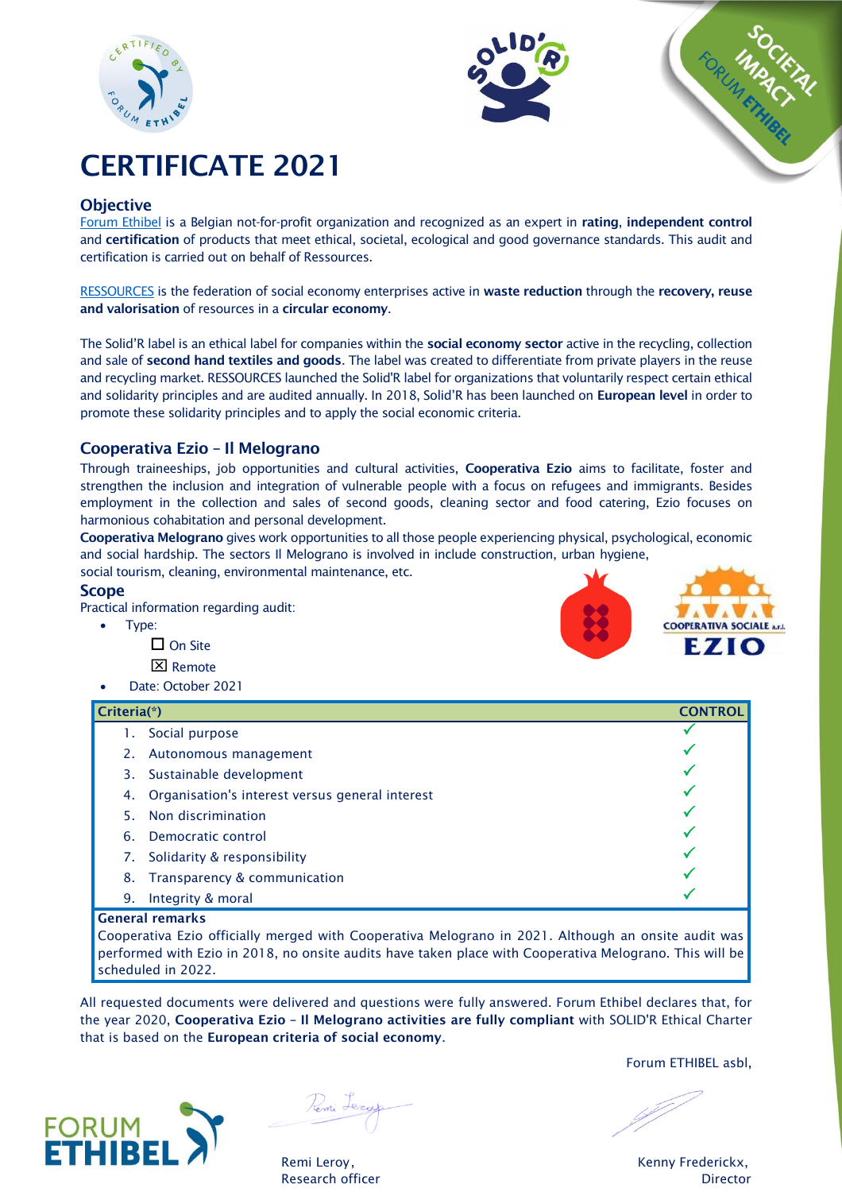# CERTIFICATE 2021

## Objective

Forum Ethibel is a Belgian not-for-profit organization and recognized as an expert in **rating**, **independent control** and **certification** of products that meet ethical, societal, ecological and good governance standards. This audit and certification is carried out on behalf of Ressources.

RESSOURCES is the federation of social economy enterprises active in **waste reduction** through the **recovery, reuse and valorisation** of resources in a **circular economy**.

The Solid'R label is an ethical label for companies within the **social economy sector** active in the recycling, collection and sale of **second hand textiles and goods**. The label was created to differentiate from private players in the reuse and recycling market. RESSOURCES launched the Solid'R label for organizations that voluntarily respect certain ethical and solidarity principles and are audited annually. In 2018, Solid'R has been launched on **European level** in order to promote these solidarity principles and to apply the social economic criteria.

## Cooperativa Ezio – Il Melograno

Through traineeships, job opportunities and cultural activities, **Cooperativa Ezio** aims to facilitate, foster and strengthen the inclusion and integration of vulnerable people with a focus on refugees and immigrants. Besides employment in the collection and sales of second goods, cleaning sector and food catering, Ezio focuses on harmonious cohabitation and personal development.

**Cooperativa Melograno** gives work opportunities to all those people experiencing physical, psychological, economic and social hardship. The sectors Il Melograno is involved in include construction, urban hygiene, social tourism, cleaning, environmental maintenance, etc.

## Scope

Practical information regarding audit:

- Type:
  - ☐ On Site
  - ☒ Remote
- Date: October 2021

| Criteria(*) | CONTROL |
|---|---|
| 1. Social purpose | ✓ |
| 2. Autonomous management | ✓ |
| 3. Sustainable development | ✓ |
| 4. Organisation's interest versus general interest | ✓ |
| 5. Non discrimination | ✓ |
| 6. Democratic control | ✓ |
| 7. Solidarity & responsibility | ✓ |
| 8. Transparency & communication | ✓ |
| 9. Integrity & moral | ✓ |

**General remarks**

Cooperativa Ezio officially merged with Cooperativa Melograno in 2021. Although an onsite audit was performed with Ezio in 2018, no onsite audits have taken place with Cooperativa Melograno. This will be scheduled in 2022.

All requested documents were delivered and questions were fully answered. Forum Ethibel declares that, for the year 2020, **Cooperativa Ezio – Il Melograno activities are fully compliant** with SOLID'R Ethical Charter that is based on the **European criteria of social economy**.

Forum ETHIBEL asbl,

Remi Leroy,
Research officer

Kenny Frederickx,
Director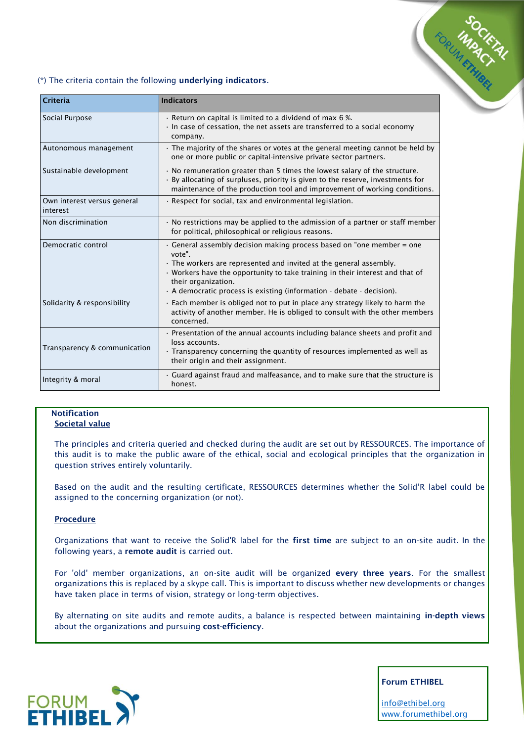(*) The criteria contain the following **underlying indicators**.

| Criteria | Indicators |
| --- | --- |
| Social Purpose | · Return on capital is limited to a dividend of max 6 %.<br>· In case of cessation, the net assets are transferred to a social economy company. |
| Autonomous management | · The majority of the shares or votes at the general meeting cannot be held by one or more public or capital-intensive private sector partners. |
| Sustainable development | · No remuneration greater than 5 times the lowest salary of the structure.<br>· By allocating of surpluses, priority is given to the reserve, investments for maintenance of the production tool and improvement of working conditions. |
| Own interest versus general interest | · Respect for social, tax and environmental legislation. |
| Non discrimination | · No restrictions may be applied to the admission of a partner or staff member for political, philosophical or religious reasons. |
| Democratic control | · General assembly decision making process based on "one member = one vote".<br>· The workers are represented and invited at the general assembly.<br>· Workers have the opportunity to take training in their interest and that of their organization.<br>· A democratic process is existing (information - debate - decision). |
| Solidarity & responsibility | · Each member is obliged not to put in place any strategy likely to harm the activity of another member. He is obliged to consult with the other members concerned. |
| Transparency & communication | · Presentation of the annual accounts including balance sheets and profit and loss accounts.<br>· Transparency concerning the quantity of resources implemented as well as their origin and their assignment. |
| Integrity & moral | · Guard against fraud and malfeasance, and to make sure that the structure is honest. |

**Notification**

**Societal value**

The principles and criteria queried and checked during the audit are set out by RESSOURCES. The importance of this audit is to make the public aware of the ethical, social and ecological principles that the organization in question strives entirely voluntarily.

Based on the audit and the resulting certificate, RESSOURCES determines whether the Solid'R label could be assigned to the concerning organization (or not).

**Procedure**

Organizations that want to receive the Solid'R label for the **first time** are subject to an on-site audit. In the following years, a **remote audit** is carried out.

For 'old' member organizations, an on-site audit will be organized **every three years**. For the smallest organizations this is replaced by a skype call. This is important to discuss whether new developments or changes have taken place in terms of vision, strategy or long-term objectives.

By alternating on site audits and remote audits, a balance is respected between maintaining **in-depth views** about the organizations and pursuing **cost-efficiency**.

**Forum ETHIBEL**

info@ethibel.org
www.forumethibel.org